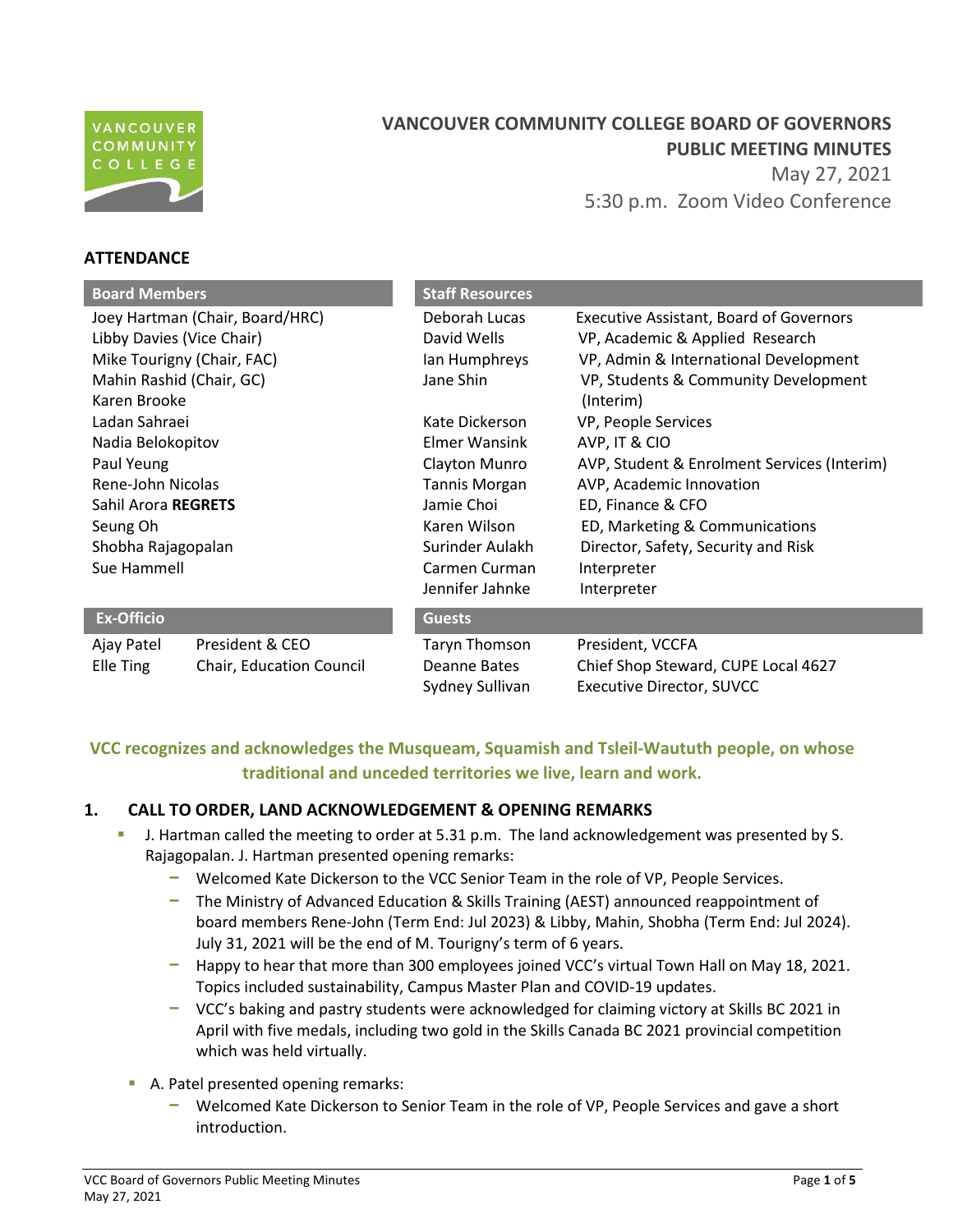# VANCOUVER COMMUNITY COLLEGE BOARD OF GOVERNORS PUBLIC MEETING MINUTES

May 27, 2021

5:30 p.m. Zoom Video Conference

## ATTENDANCE

| Board Members | Staff Resources | |
|---|---|---|
| Joey Hartman (Chair, Board/HRC) | Deborah Lucas | Executive Assistant, Board of Governors |
| Libby Davies (Vice Chair) | David Wells | VP, Academic & Applied Research |
| Mike Tourigny (Chair, FAC) | Ian Humphreys | VP, Admin & International Development |
| Mahin Rashid (Chair, GC) | Jane Shin | VP, Students & Community Development (Interim) |
| Karen Brooke | | |
| Ladan Sahraei | Kate Dickerson | VP, People Services |
| Nadia Belokopitov | Elmer Wansink | AVP, IT & CIO |
| Paul Yeung | Clayton Munro | AVP, Student & Enrolment Services (Interim) |
| Rene-John Nicolas | Tannis Morgan | AVP, Academic Innovation |
| Sahil Arora **REGRETS** | Jamie Choi | ED, Finance & CFO |
| Seung Oh | Karen Wilson | ED, Marketing & Communications |
| Shobha Rajagopalan | Surinder Aulakh | Director, Safety, Security and Risk |
| Sue Hammell | Carmen Curman | Interpreter |
| | Jennifer Jahnke | Interpreter |

| Ex-Officio | | Guests | |
|---|---|---|---|
| Ajay Patel | President & CEO | Taryn Thomson | President, VCCFA |
| Elle Ting | Chair, Education Council | Deanne Bates | Chief Shop Steward, CUPE Local 4627 |
| | | Sydney Sullivan | Executive Director, SUVCC |

**VCC recognizes and acknowledges the Musqueam, Squamish and Tsleil-Waututh people, on whose traditional and unceded territories we live, learn and work.**

## 1. CALL TO ORDER, LAND ACKNOWLEDGEMENT & OPENING REMARKS

- J. Hartman called the meeting to order at 5.31 p.m. The land acknowledgement was presented by S. Rajagopalan. J. Hartman presented opening remarks:
  - Welcomed Kate Dickerson to the VCC Senior Team in the role of VP, People Services.
  - The Ministry of Advanced Education & Skills Training (AEST) announced reappointment of board members Rene-John (Term End: Jul 2023) & Libby, Mahin, Shobha (Term End: Jul 2024). July 31, 2021 will be the end of M. Tourigny's term of 6 years.
  - Happy to hear that more than 300 employees joined VCC's virtual Town Hall on May 18, 2021. Topics included sustainability, Campus Master Plan and COVID-19 updates.
  - VCC's baking and pastry students were acknowledged for claiming victory at Skills BC 2021 in April with five medals, including two gold in the Skills Canada BC 2021 provincial competition which was held virtually.
- A. Patel presented opening remarks:
  - Welcomed Kate Dickerson to Senior Team in the role of VP, People Services and gave a short introduction.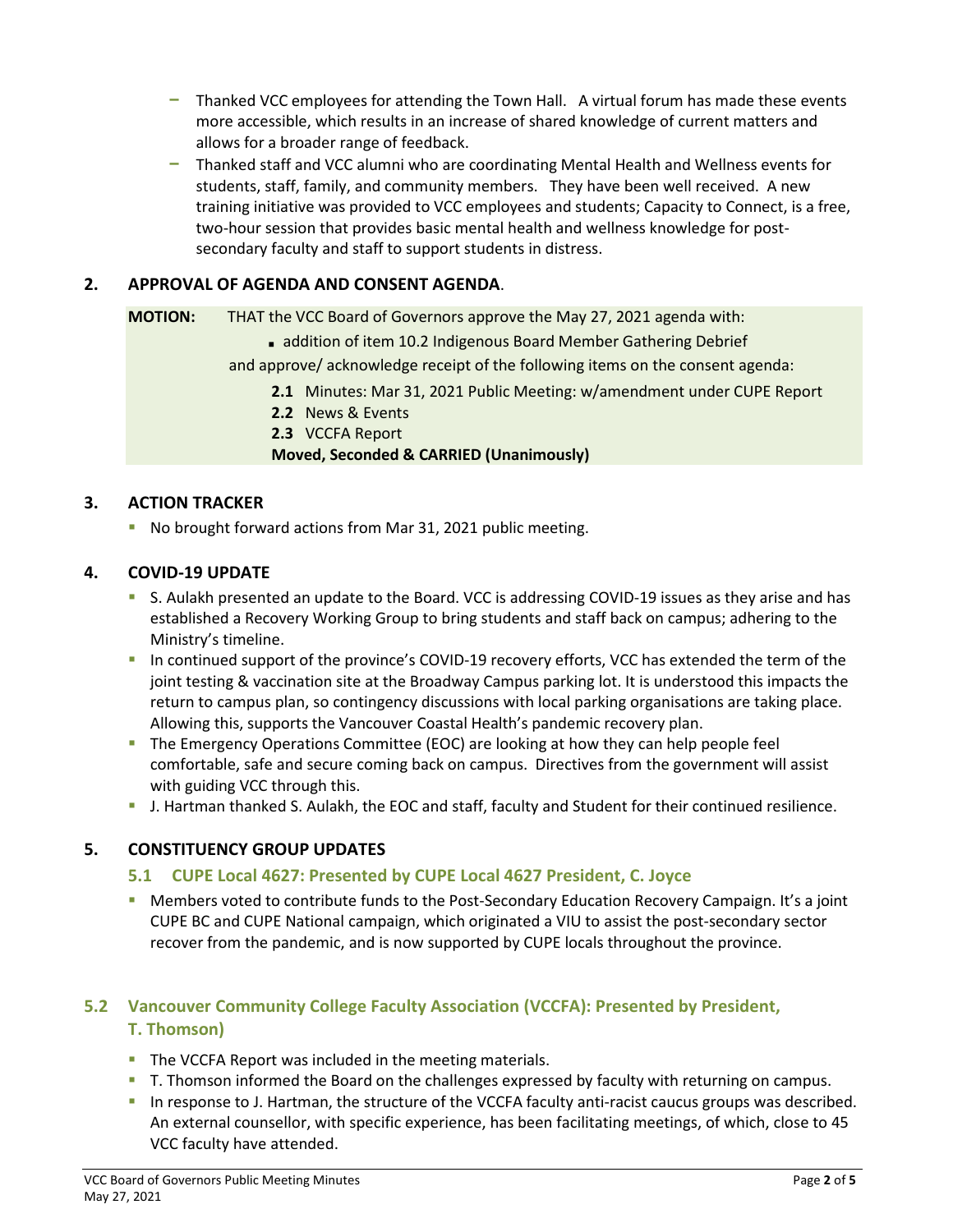- Thanked VCC employees for attending the Town Hall. A virtual forum has made these events more accessible, which results in an increase of shared knowledge of current matters and allows for a broader range of feedback.
- Thanked staff and VCC alumni who are coordinating Mental Health and Wellness events for students, staff, family, and community members. They have been well received. A new training initiative was provided to VCC employees and students; Capacity to Connect, is a free, two-hour session that provides basic mental health and wellness knowledge for post-secondary faculty and staff to support students in distress.

## 2. APPROVAL OF AGENDA AND CONSENT AGENDA.

**MOTION:** THAT the VCC Board of Governors approve the May 27, 2021 agenda with:

- addition of item 10.2 Indigenous Board Member Gathering Debrief

and approve/ acknowledge receipt of the following items on the consent agenda:

**2.1** Minutes: Mar 31, 2021 Public Meeting: w/amendment under CUPE Report
**2.2** News & Events
**2.3** VCCFA Report
**Moved, Seconded & CARRIED (Unanimously)**

## 3. ACTION TRACKER

- No brought forward actions from Mar 31, 2021 public meeting.

## 4. COVID-19 UPDATE

- S. Aulakh presented an update to the Board. VCC is addressing COVID-19 issues as they arise and has established a Recovery Working Group to bring students and staff back on campus; adhering to the Ministry's timeline.
- In continued support of the province's COVID-19 recovery efforts, VCC has extended the term of the joint testing & vaccination site at the Broadway Campus parking lot. It is understood this impacts the return to campus plan, so contingency discussions with local parking organisations are taking place. Allowing this, supports the Vancouver Coastal Health's pandemic recovery plan.
- The Emergency Operations Committee (EOC) are looking at how they can help people feel comfortable, safe and secure coming back on campus. Directives from the government will assist with guiding VCC through this.
- J. Hartman thanked S. Aulakh, the EOC and staff, faculty and Student for their continued resilience.

## 5. CONSTITUENCY GROUP UPDATES

### 5.1 CUPE Local 4627: Presented by CUPE Local 4627 President, C. Joyce

- Members voted to contribute funds to the Post-Secondary Education Recovery Campaign. It's a joint CUPE BC and CUPE National campaign, which originated a VIU to assist the post-secondary sector recover from the pandemic, and is now supported by CUPE locals throughout the province.

### 5.2 Vancouver Community College Faculty Association (VCCFA): Presented by President, T. Thomson)

- The VCCFA Report was included in the meeting materials.
- T. Thomson informed the Board on the challenges expressed by faculty with returning on campus.
- In response to J. Hartman, the structure of the VCCFA faculty anti-racist caucus groups was described. An external counsellor, with specific experience, has been facilitating meetings, of which, close to 45 VCC faculty have attended.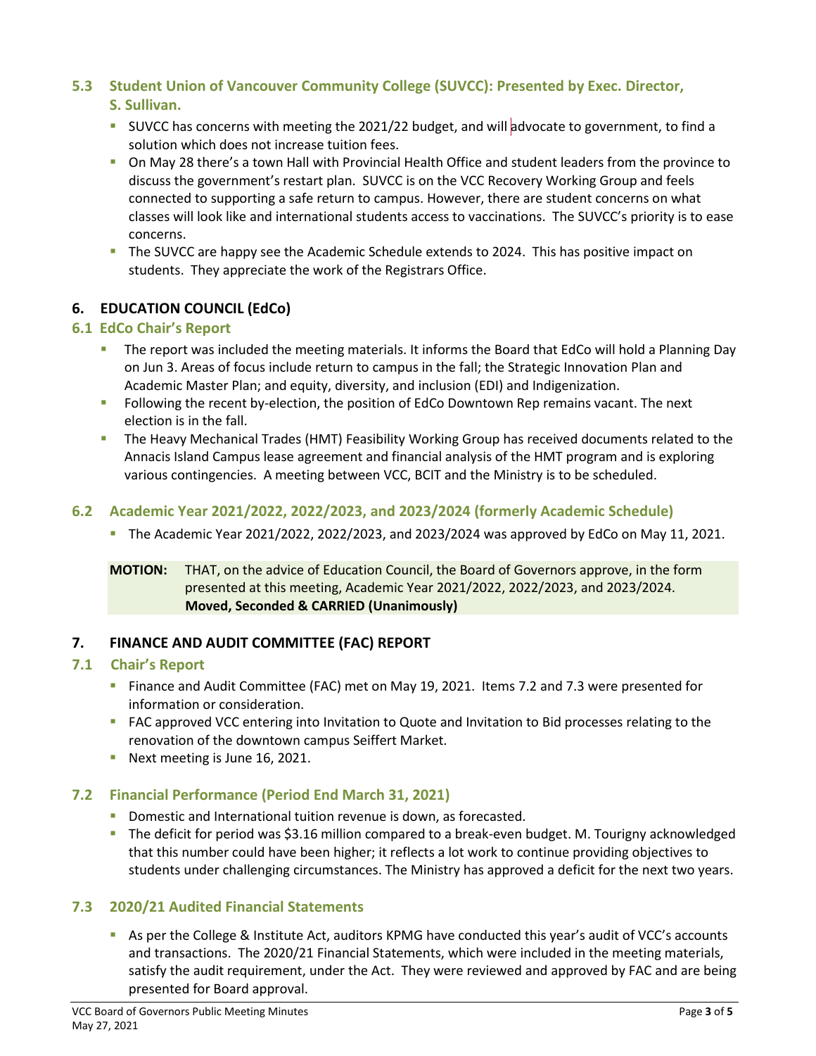### 5.3 Student Union of Vancouver Community College (SUVCC): Presented by Exec. Director, S. Sullivan.

- SUVCC has concerns with meeting the 2021/22 budget, and will advocate to government, to find a solution which does not increase tuition fees.
- On May 28 there's a town Hall with Provincial Health Office and student leaders from the province to discuss the government's restart plan. SUVCC is on the VCC Recovery Working Group and feels connected to supporting a safe return to campus. However, there are student concerns on what classes will look like and international students access to vaccinations. The SUVCC's priority is to ease concerns.
- The SUVCC are happy see the Academic Schedule extends to 2024. This has positive impact on students. They appreciate the work of the Registrars Office.

## 6. EDUCATION COUNCIL (EdCo)

### 6.1 EdCo Chair's Report

- The report was included the meeting materials. It informs the Board that EdCo will hold a Planning Day on Jun 3. Areas of focus include return to campus in the fall; the Strategic Innovation Plan and Academic Master Plan; and equity, diversity, and inclusion (EDI) and Indigenization.
- Following the recent by-election, the position of EdCo Downtown Rep remains vacant. The next election is in the fall.
- The Heavy Mechanical Trades (HMT) Feasibility Working Group has received documents related to the Annacis Island Campus lease agreement and financial analysis of the HMT program and is exploring various contingencies. A meeting between VCC, BCIT and the Ministry is to be scheduled.

### 6.2 Academic Year 2021/2022, 2022/2023, and 2023/2024 (formerly Academic Schedule)

- The Academic Year 2021/2022, 2022/2023, and 2023/2024 was approved by EdCo on May 11, 2021.

**MOTION:** THAT, on the advice of Education Council, the Board of Governors approve, in the form presented at this meeting, Academic Year 2021/2022, 2022/2023, and 2023/2024.
**Moved, Seconded & CARRIED (Unanimously)**

## 7. FINANCE AND AUDIT COMMITTEE (FAC) REPORT

### 7.1 Chair's Report

- Finance and Audit Committee (FAC) met on May 19, 2021. Items 7.2 and 7.3 were presented for information or consideration.
- FAC approved VCC entering into Invitation to Quote and Invitation to Bid processes relating to the renovation of the downtown campus Seiffert Market.
- Next meeting is June 16, 2021.

### 7.2 Financial Performance (Period End March 31, 2021)

- Domestic and International tuition revenue is down, as forecasted.
- The deficit for period was $3.16 million compared to a break-even budget. M. Tourigny acknowledged that this number could have been higher; it reflects a lot work to continue providing objectives to students under challenging circumstances. The Ministry has approved a deficit for the next two years.

### 7.3 2020/21 Audited Financial Statements

- As per the College & Institute Act, auditors KPMG have conducted this year's audit of VCC's accounts and transactions. The 2020/21 Financial Statements, which were included in the meeting materials, satisfy the audit requirement, under the Act. They were reviewed and approved by FAC and are being presented for Board approval.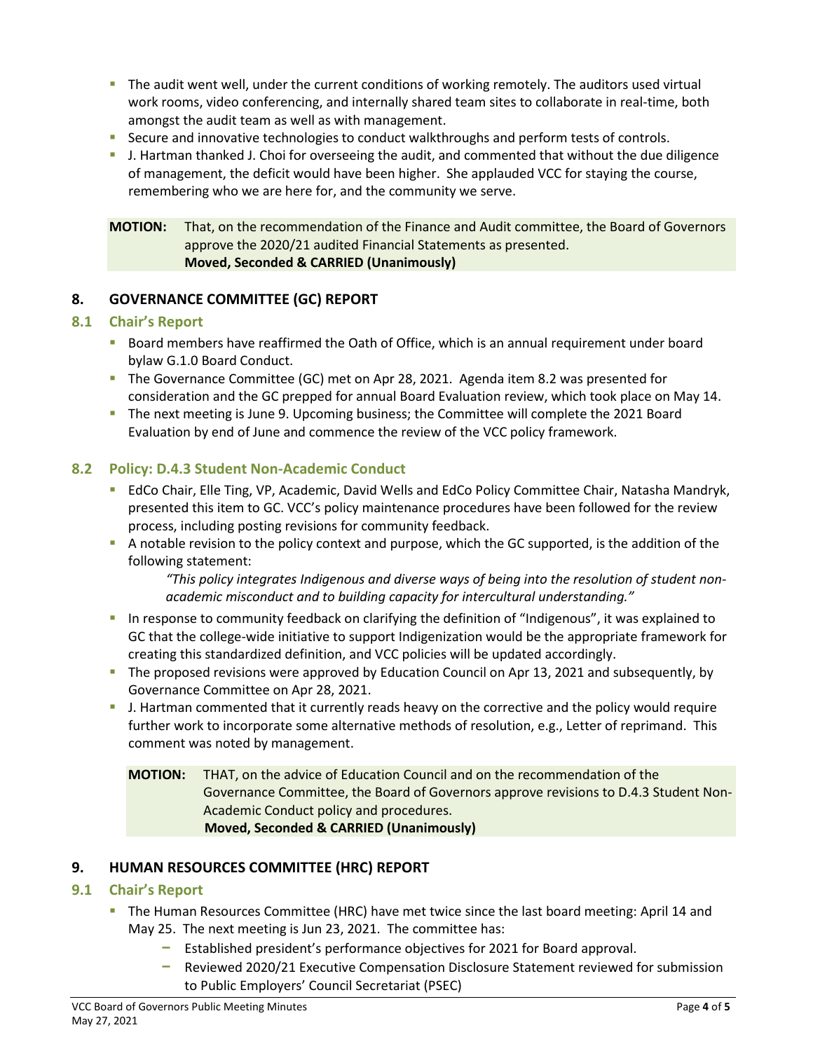- The audit went well, under the current conditions of working remotely. The auditors used virtual work rooms, video conferencing, and internally shared team sites to collaborate in real-time, both amongst the audit team as well as with management.
- Secure and innovative technologies to conduct walkthroughs and perform tests of controls.
- J. Hartman thanked J. Choi for overseeing the audit, and commented that without the due diligence of management, the deficit would have been higher. She applauded VCC for staying the course, remembering who we are here for, and the community we serve.

**MOTION:** That, on the recommendation of the Finance and Audit committee, the Board of Governors approve the 2020/21 audited Financial Statements as presented.
**Moved, Seconded & CARRIED (Unanimously)**

## 8. GOVERNANCE COMMITTEE (GC) REPORT

### 8.1 Chair's Report

- Board members have reaffirmed the Oath of Office, which is an annual requirement under board bylaw G.1.0 Board Conduct.
- The Governance Committee (GC) met on Apr 28, 2021. Agenda item 8.2 was presented for consideration and the GC prepped for annual Board Evaluation review, which took place on May 14.
- The next meeting is June 9. Upcoming business; the Committee will complete the 2021 Board Evaluation by end of June and commence the review of the VCC policy framework.

### 8.2 Policy: D.4.3 Student Non-Academic Conduct

- EdCo Chair, Elle Ting, VP, Academic, David Wells and EdCo Policy Committee Chair, Natasha Mandryk, presented this item to GC. VCC's policy maintenance procedures have been followed for the review process, including posting revisions for community feedback.
- A notable revision to the policy context and purpose, which the GC supported, is the addition of the following statement:

  *"This policy integrates Indigenous and diverse ways of being into the resolution of student non-academic misconduct and to building capacity for intercultural understanding."*

- In response to community feedback on clarifying the definition of "Indigenous", it was explained to GC that the college-wide initiative to support Indigenization would be the appropriate framework for creating this standardized definition, and VCC policies will be updated accordingly.
- The proposed revisions were approved by Education Council on Apr 13, 2021 and subsequently, by Governance Committee on Apr 28, 2021.
- J. Hartman commented that it currently reads heavy on the corrective and the policy would require further work to incorporate some alternative methods of resolution, e.g., Letter of reprimand. This comment was noted by management.

**MOTION:** THAT, on the advice of Education Council and on the recommendation of the Governance Committee, the Board of Governors approve revisions to D.4.3 Student Non-Academic Conduct policy and procedures.
**Moved, Seconded & CARRIED (Unanimously)**

## 9. HUMAN RESOURCES COMMITTEE (HRC) REPORT

### 9.1 Chair's Report

- The Human Resources Committee (HRC) have met twice since the last board meeting: April 14 and May 25. The next meeting is Jun 23, 2021. The committee has:
  - Established president's performance objectives for 2021 for Board approval.
  - Reviewed 2020/21 Executive Compensation Disclosure Statement reviewed for submission to Public Employers' Council Secretariat (PSEC)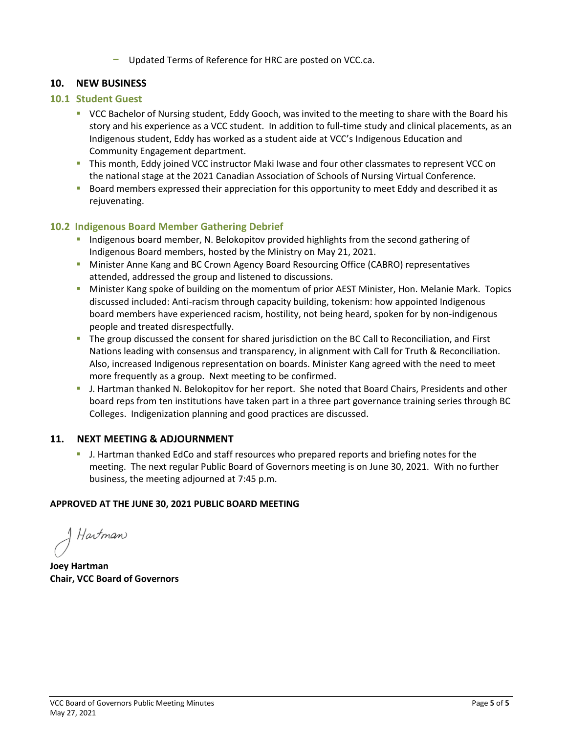- Updated Terms of Reference for HRC are posted on VCC.ca.

## 10. NEW BUSINESS

### 10.1 Student Guest

- VCC Bachelor of Nursing student, Eddy Gooch, was invited to the meeting to share with the Board his story and his experience as a VCC student. In addition to full-time study and clinical placements, as an Indigenous student, Eddy has worked as a student aide at VCC's Indigenous Education and Community Engagement department.
- This month, Eddy joined VCC instructor Maki Iwase and four other classmates to represent VCC on the national stage at the 2021 Canadian Association of Schools of Nursing Virtual Conference.
- Board members expressed their appreciation for this opportunity to meet Eddy and described it as rejuvenating.

### 10.2 Indigenous Board Member Gathering Debrief

- Indigenous board member, N. Belokopitov provided highlights from the second gathering of Indigenous Board members, hosted by the Ministry on May 21, 2021.
- Minister Anne Kang and BC Crown Agency Board Resourcing Office (CABRO) representatives attended, addressed the group and listened to discussions.
- Minister Kang spoke of building on the momentum of prior AEST Minister, Hon. Melanie Mark. Topics discussed included: Anti-racism through capacity building, tokenism: how appointed Indigenous board members have experienced racism, hostility, not being heard, spoken for by non-indigenous people and treated disrespectfully.
- The group discussed the consent for shared jurisdiction on the BC Call to Reconciliation, and First Nations leading with consensus and transparency, in alignment with Call for Truth & Reconciliation. Also, increased Indigenous representation on boards. Minister Kang agreed with the need to meet more frequently as a group. Next meeting to be confirmed.
- J. Hartman thanked N. Belokopitov for her report. She noted that Board Chairs, Presidents and other board reps from ten institutions have taken part in a three part governance training series through BC Colleges. Indigenization planning and good practices are discussed.

## 11. NEXT MEETING & ADJOURNMENT

- J. Hartman thanked EdCo and staff resources who prepared reports and briefing notes for the meeting. The next regular Public Board of Governors meeting is on June 30, 2021. With no further business, the meeting adjourned at 7:45 p.m.

**APPROVED AT THE JUNE 30, 2021 PUBLIC BOARD MEETING**

J Hartman

**Joey Hartman**
**Chair, VCC Board of Governors**